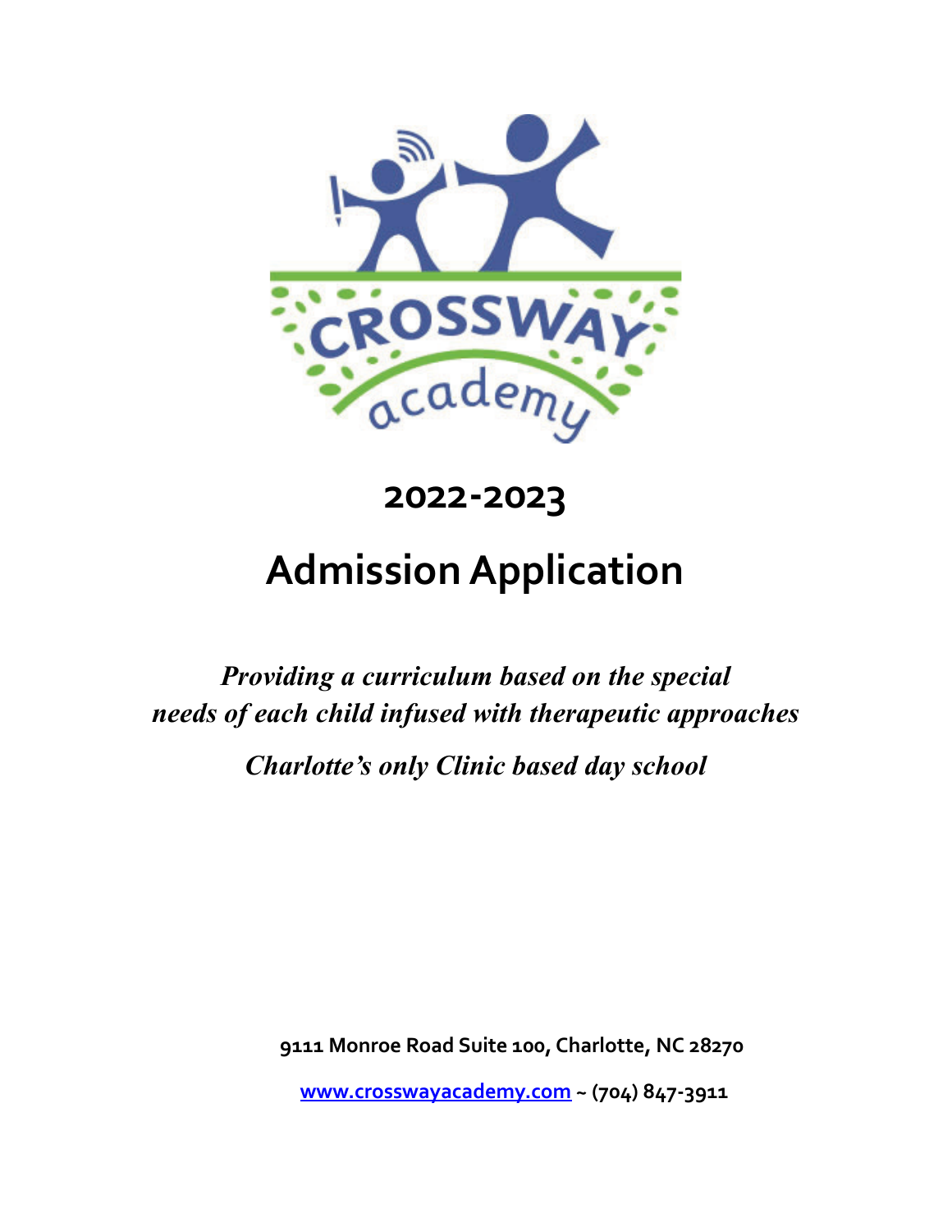# 2022-2023

# Admission Application

***Providing a curriculum based on the special needs of each child infused with therapeutic approaches***

***Charlotte's only Clinic based day school***

**9111 Monroe Road Suite 100, Charlotte, NC 28270**

**[www.crosswayacademy.com](http://www.crosswayacademy.com) ~ (704) 847-3911**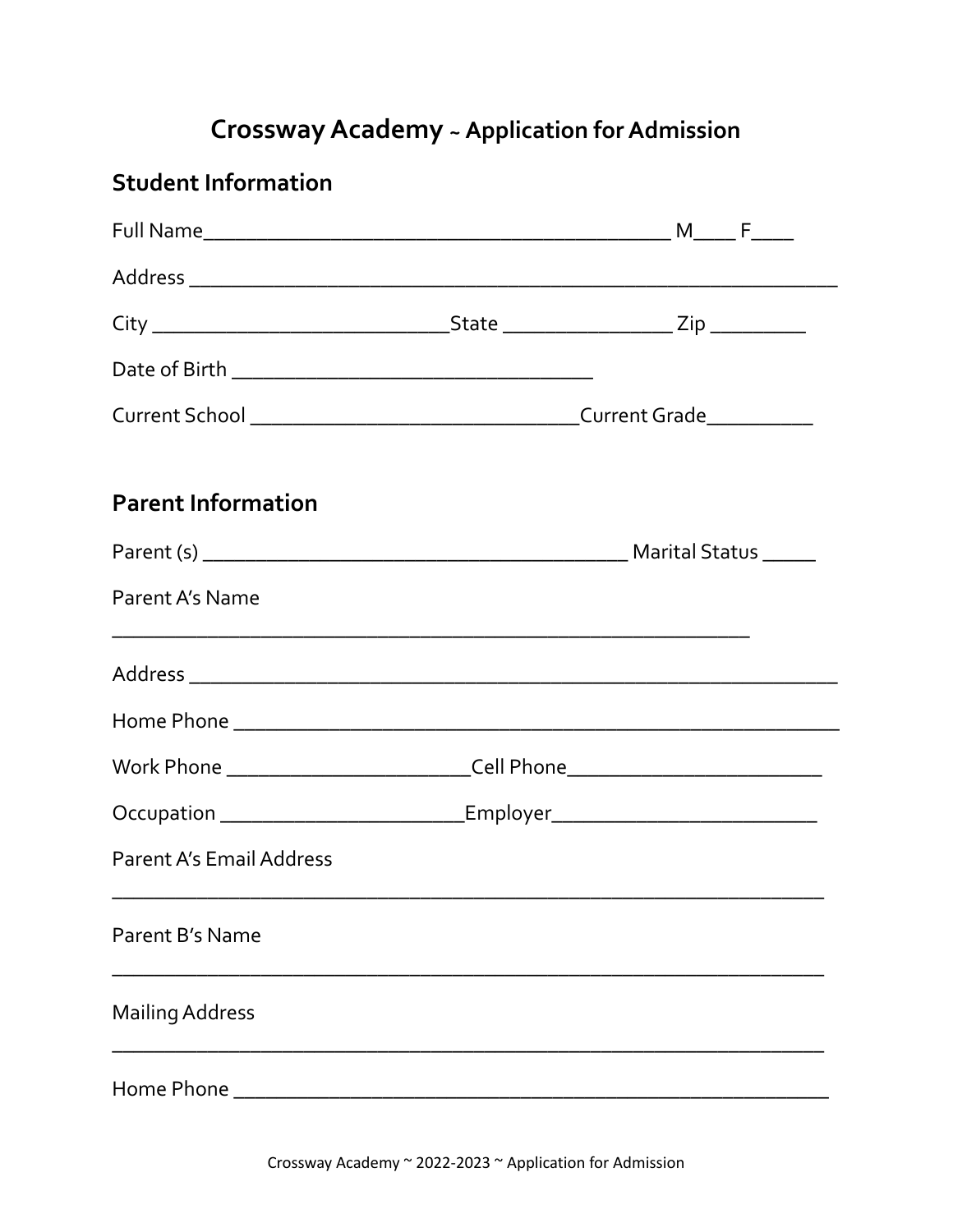# Crossway Academy ~ Application for Admission

## Student Information

Full Name_____________________________________________ M____ F____

Address ______________________________________________________________

City ____________________________State ________________ Zip _________

Date of Birth __________________________________

Current School ______________________________Current Grade__________

## Parent Information

Parent (s) ________________________________________ Marital Status _____

Parent A's Name

____________________________________________________________

Address ______________________________________________________________

Home Phone __________________________________________________________

Work Phone _______________________Cell Phone________________________

Occupation _______________________Employer_________________________

Parent A's Email Address

___________________________________________________________________

Parent B's Name

___________________________________________________________________

Mailing Address

___________________________________________________________________

Home Phone _________________________________________________________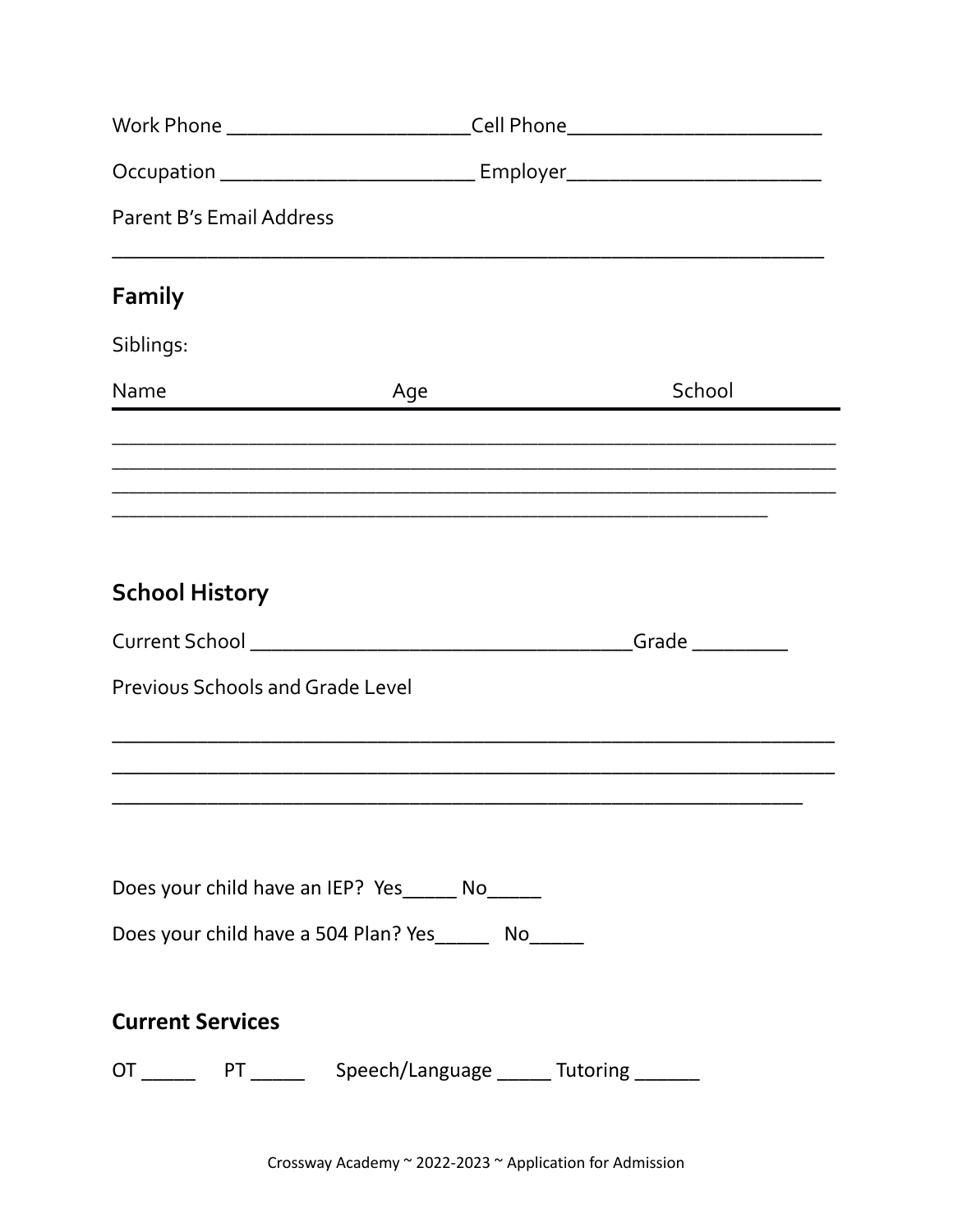Work Phone ______________________ Cell Phone_______________________

Occupation _______________________ Employer_______________________

Parent B's Email Address

_______________________________________________________________

## Family

Siblings:

| Name | Age | School |
| --- | --- | --- |
| | | |
| | | |
| | | |
| | | |

## School History

Current School __________________________________ Grade _________

Previous Schools and Grade Level

_______________________________________________________________

_______________________________________________________________

_______________________________________________________________

Does your child have an IEP? Yes_____ No_____

Does your child have a 504 Plan? Yes_____ No_____

## Current Services

OT _____ PT _____ Speech/Language _____ Tutoring ______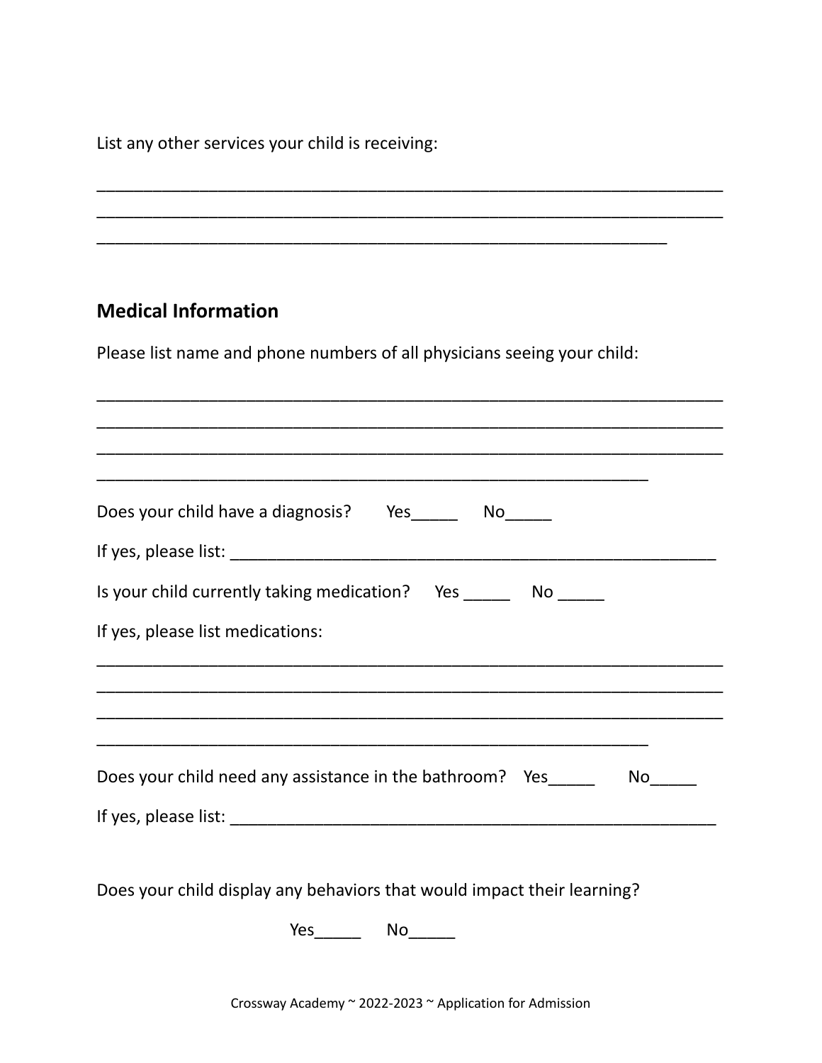List any other services your child is receiving:

_____________________________________________________________________
_____________________________________________________________________
______________________________________________________________

## Medical Information

Please list name and phone numbers of all physicians seeing your child:

_____________________________________________________________________
_____________________________________________________________________
_____________________________________________________________________
____________________________________________________________

Does your child have a diagnosis? Yes_____ No_____

If yes, please list: _____________________________________________________

Is your child currently taking medication? Yes _____ No _____

If yes, please list medications:

_____________________________________________________________________
_____________________________________________________________________
_____________________________________________________________________
____________________________________________________________

Does your child need any assistance in the bathroom? Yes_____ No_____

If yes, please list: _____________________________________________________

Does your child display any behaviors that would impact their learning?

Yes_____ No_____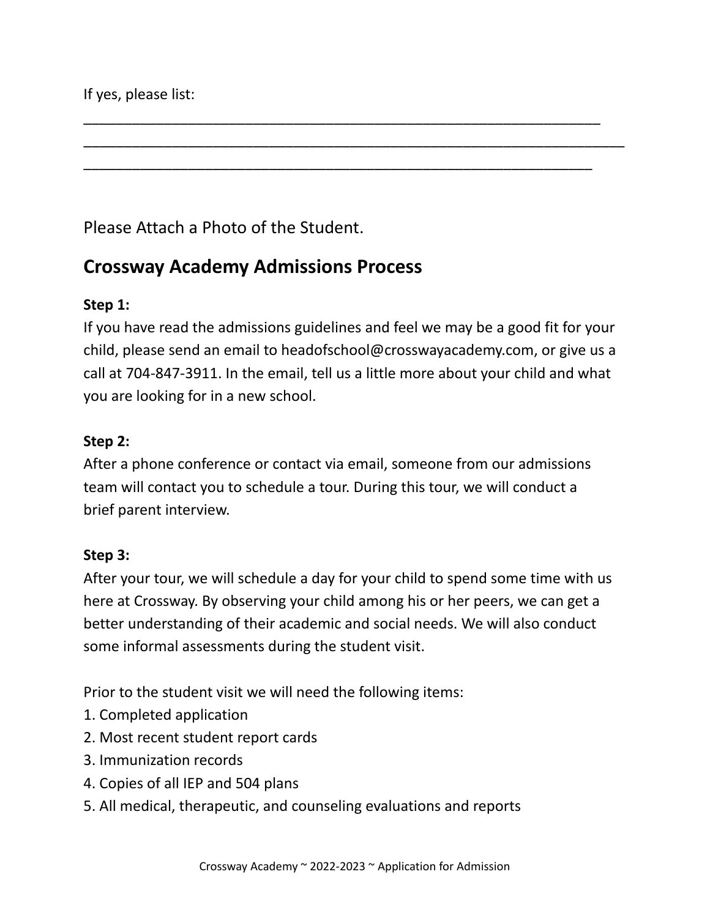If yes, please list:

_________________________________________________________________
____________________________________________________________________
________________________________________________________________

Please Attach a Photo of the Student.

## Crossway Academy Admissions Process

**Step 1:**
If you have read the admissions guidelines and feel we may be a good fit for your child, please send an email to headofschool@crosswayacademy.com, or give us a call at 704-847-3911. In the email, tell us a little more about your child and what you are looking for in a new school.

**Step 2:**
After a phone conference or contact via email, someone from our admissions team will contact you to schedule a tour. During this tour, we will conduct a brief parent interview.

**Step 3:**
After your tour, we will schedule a day for your child to spend some time with us here at Crossway. By observing your child among his or her peers, we can get a better understanding of their academic and social needs. We will also conduct some informal assessments during the student visit.

Prior to the student visit we will need the following items:

1. Completed application
2. Most recent student report cards
3. Immunization records
4. Copies of all IEP and 504 plans
5. All medical, therapeutic, and counseling evaluations and reports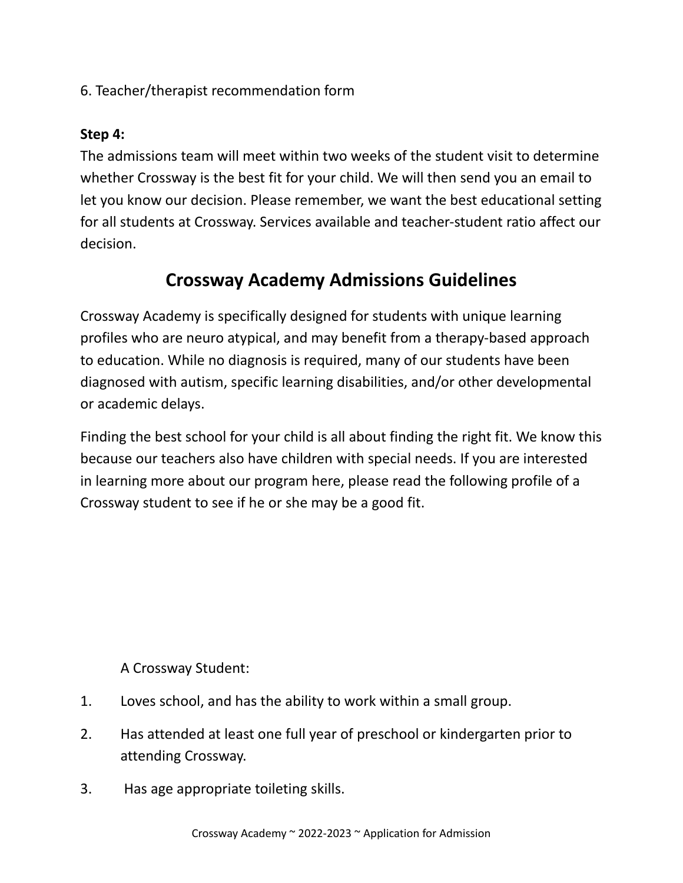6. Teacher/therapist recommendation form

**Step 4:**
The admissions team will meet within two weeks of the student visit to determine whether Crossway is the best fit for your child. We will then send you an email to let you know our decision. Please remember, we want the best educational setting for all students at Crossway. Services available and teacher-student ratio affect our decision.

## Crossway Academy Admissions Guidelines

Crossway Academy is specifically designed for students with unique learning profiles who are neuro atypical, and may benefit from a therapy-based approach to education. While no diagnosis is required, many of our students have been diagnosed with autism, specific learning disabilities, and/or other developmental or academic delays.

Finding the best school for your child is all about finding the right fit. We know this because our teachers also have children with special needs. If you are interested in learning more about our program here, please read the following profile of a Crossway student to see if he or she may be a good fit.

A Crossway Student:

1. Loves school, and has the ability to work within a small group.
2. Has attended at least one full year of preschool or kindergarten prior to attending Crossway.
3. Has age appropriate toileting skills.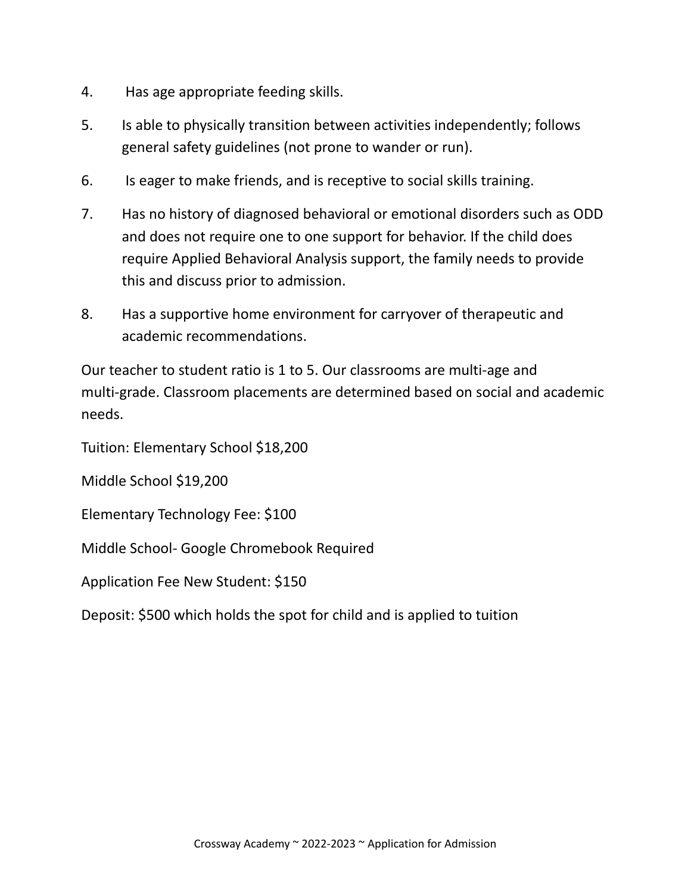4. Has age appropriate feeding skills.
5. Is able to physically transition between activities independently; follows general safety guidelines (not prone to wander or run).
6. Is eager to make friends, and is receptive to social skills training.
7. Has no history of diagnosed behavioral or emotional disorders such as ODD and does not require one to one support for behavior. If the child does require Applied Behavioral Analysis support, the family needs to provide this and discuss prior to admission.
8. Has a supportive home environment for carryover of therapeutic and academic recommendations.

Our teacher to student ratio is 1 to 5. Our classrooms are multi-age and multi-grade. Classroom placements are determined based on social and academic needs.

Tuition: Elementary School $18,200

Middle School $19,200

Elementary Technology Fee: $100

Middle School- Google Chromebook Required

Application Fee New Student: $150

Deposit: $500 which holds the spot for child and is applied to tuition